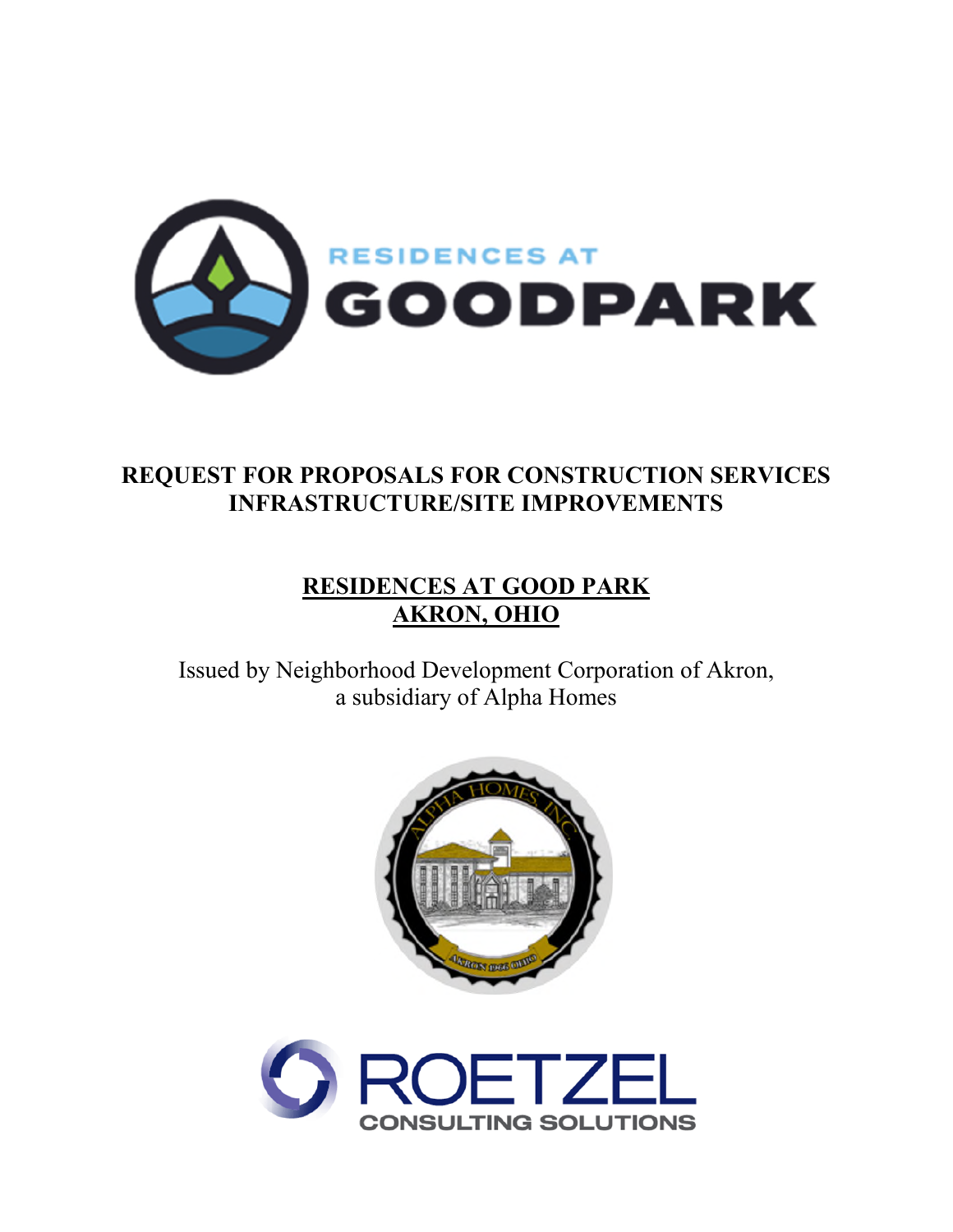RESIDENCES AT

GOODPARK

# REQUEST FOR PROPOSALS FOR CONSTRUCTION SERVICES INFRASTRUCTURE/SITE IMPROVEMENTS

## RESIDENCES AT GOOD PARK AKRON, OHIO

Issued by Neighborhood Development Corporation of Akron, a subsidiary of Alpha Homes

ALPHA HOMES, INC.

AKRON 1966 OHIO

ROETZEL

CONSULTING SOLUTIONS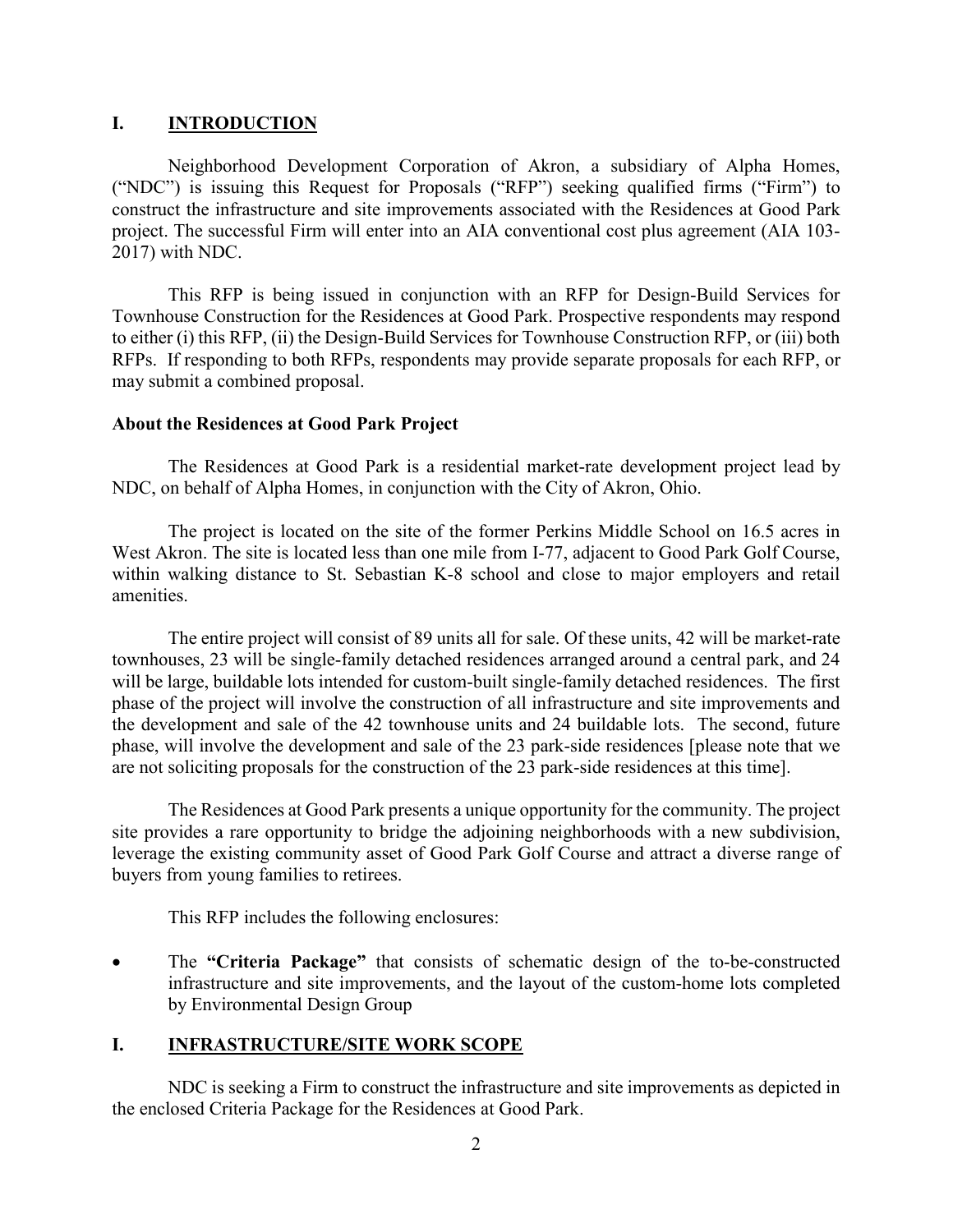## I. INTRODUCTION

Neighborhood Development Corporation of Akron, a subsidiary of Alpha Homes, ("NDC") is issuing this Request for Proposals ("RFP") seeking qualified firms ("Firm") to construct the infrastructure and site improvements associated with the Residences at Good Park project. The successful Firm will enter into an AIA conventional cost plus agreement (AIA 103-2017) with NDC.

This RFP is being issued in conjunction with an RFP for Design-Build Services for Townhouse Construction for the Residences at Good Park. Prospective respondents may respond to either (i) this RFP, (ii) the Design-Build Services for Townhouse Construction RFP, or (iii) both RFPs. If responding to both RFPs, respondents may provide separate proposals for each RFP, or may submit a combined proposal.

### About the Residences at Good Park Project

The Residences at Good Park is a residential market-rate development project lead by NDC, on behalf of Alpha Homes, in conjunction with the City of Akron, Ohio.

The project is located on the site of the former Perkins Middle School on 16.5 acres in West Akron. The site is located less than one mile from I-77, adjacent to Good Park Golf Course, within walking distance to St. Sebastian K-8 school and close to major employers and retail amenities.

The entire project will consist of 89 units all for sale. Of these units, 42 will be market-rate townhouses, 23 will be single-family detached residences arranged around a central park, and 24 will be large, buildable lots intended for custom-built single-family detached residences. The first phase of the project will involve the construction of all infrastructure and site improvements and the development and sale of the 42 townhouse units and 24 buildable lots. The second, future phase, will involve the development and sale of the 23 park-side residences [please note that we are not soliciting proposals for the construction of the 23 park-side residences at this time].

The Residences at Good Park presents a unique opportunity for the community. The project site provides a rare opportunity to bridge the adjoining neighborhoods with a new subdivision, leverage the existing community asset of Good Park Golf Course and attract a diverse range of buyers from young families to retirees.

This RFP includes the following enclosures:

- The **"Criteria Package"** that consists of schematic design of the to-be-constructed infrastructure and site improvements, and the layout of the custom-home lots completed by Environmental Design Group

## I. INFRASTRUCTURE/SITE WORK SCOPE

NDC is seeking a Firm to construct the infrastructure and site improvements as depicted in the enclosed Criteria Package for the Residences at Good Park.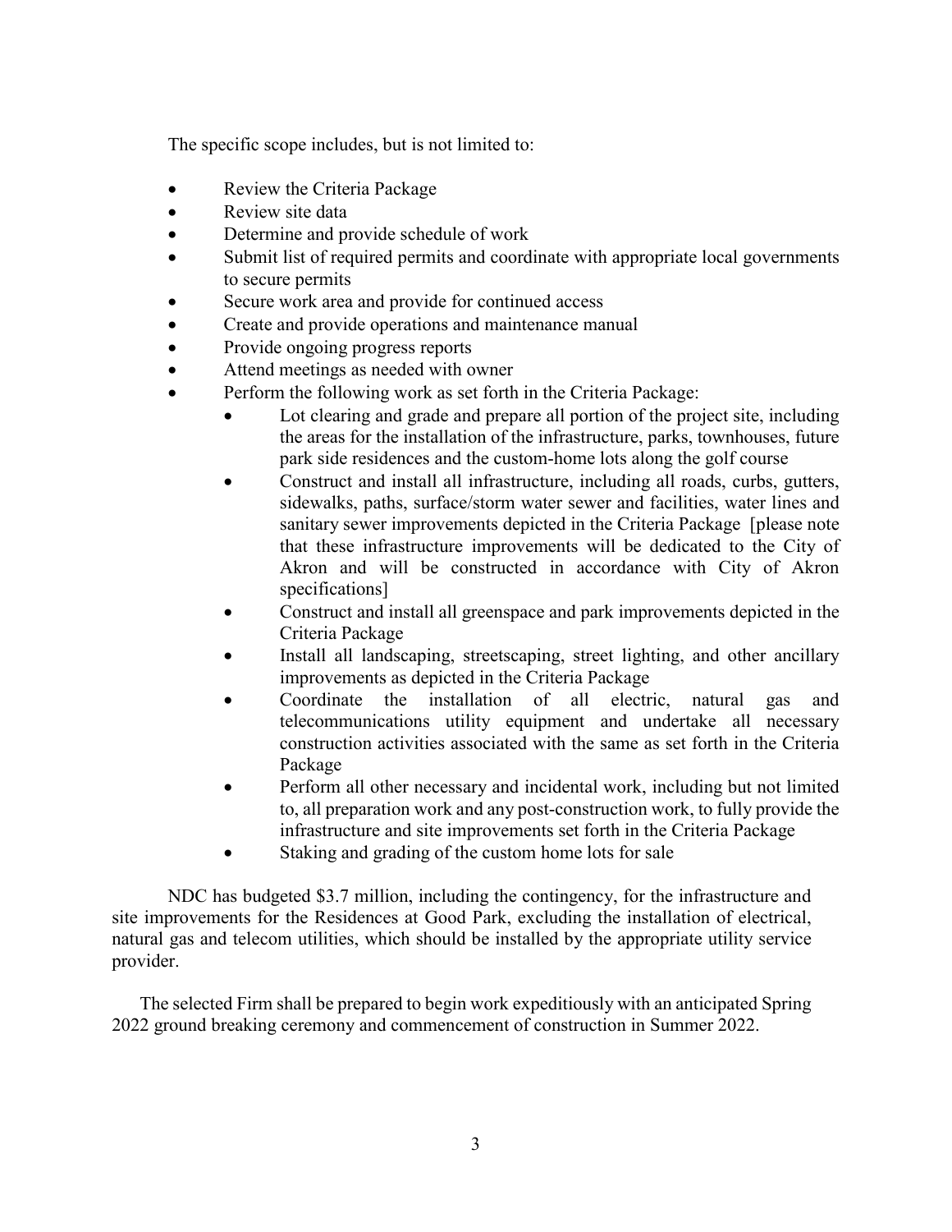The specific scope includes, but is not limited to:

- Review the Criteria Package
- Review site data
- Determine and provide schedule of work
- Submit list of required permits and coordinate with appropriate local governments to secure permits
- Secure work area and provide for continued access
- Create and provide operations and maintenance manual
- Provide ongoing progress reports
- Attend meetings as needed with owner
- Perform the following work as set forth in the Criteria Package:
    - Lot clearing and grade and prepare all portion of the project site, including the areas for the installation of the infrastructure, parks, townhouses, future park side residences and the custom-home lots along the golf course
    - Construct and install all infrastructure, including all roads, curbs, gutters, sidewalks, paths, surface/storm water sewer and facilities, water lines and sanitary sewer improvements depicted in the Criteria Package [please note that these infrastructure improvements will be dedicated to the City of Akron and will be constructed in accordance with City of Akron specifications]
    - Construct and install all greenspace and park improvements depicted in the Criteria Package
    - Install all landscaping, streetscaping, street lighting, and other ancillary improvements as depicted in the Criteria Package
    - Coordinate the installation of all electric, natural gas and telecommunications utility equipment and undertake all necessary construction activities associated with the same as set forth in the Criteria Package
    - Perform all other necessary and incidental work, including but not limited to, all preparation work and any post-construction work, to fully provide the infrastructure and site improvements set forth in the Criteria Package
    - Staking and grading of the custom home lots for sale

NDC has budgeted $3.7 million, including the contingency, for the infrastructure and site improvements for the Residences at Good Park, excluding the installation of electrical, natural gas and telecom utilities, which should be installed by the appropriate utility service provider.

The selected Firm shall be prepared to begin work expeditiously with an anticipated Spring 2022 ground breaking ceremony and commencement of construction in Summer 2022.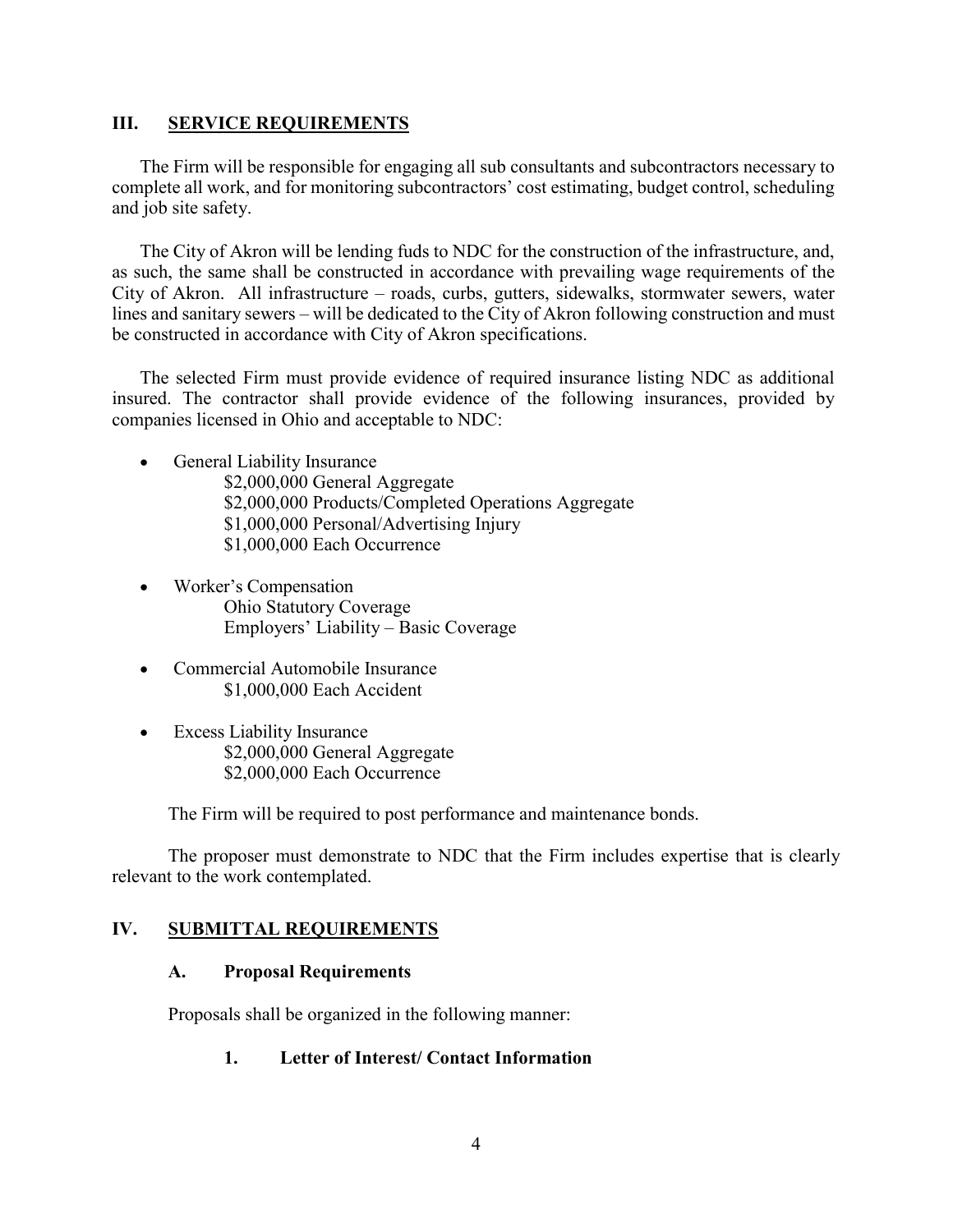## III. SERVICE REQUIREMENTS

The Firm will be responsible for engaging all sub consultants and subcontractors necessary to complete all work, and for monitoring subcontractors' cost estimating, budget control, scheduling and job site safety.

The City of Akron will be lending fuds to NDC for the construction of the infrastructure, and, as such, the same shall be constructed in accordance with prevailing wage requirements of the City of Akron. All infrastructure – roads, curbs, gutters, sidewalks, stormwater sewers, water lines and sanitary sewers – will be dedicated to the City of Akron following construction and must be constructed in accordance with City of Akron specifications.

The selected Firm must provide evidence of required insurance listing NDC as additional insured. The contractor shall provide evidence of the following insurances, provided by companies licensed in Ohio and acceptable to NDC:

- General Liability Insurance
  - $2,000,000 General Aggregate
  - $2,000,000 Products/Completed Operations Aggregate
  - $1,000,000 Personal/Advertising Injury
  - $1,000,000 Each Occurrence
- Worker's Compensation
  - Ohio Statutory Coverage
  - Employers' Liability – Basic Coverage
- Commercial Automobile Insurance
  - $1,000,000 Each Accident
- Excess Liability Insurance
  - $2,000,000 General Aggregate
  - $2,000,000 Each Occurrence

The Firm will be required to post performance and maintenance bonds.

The proposer must demonstrate to NDC that the Firm includes expertise that is clearly relevant to the work contemplated.

## IV. SUBMITTAL REQUIREMENTS

### A. Proposal Requirements

Proposals shall be organized in the following manner:

#### 1. Letter of Interest/ Contact Information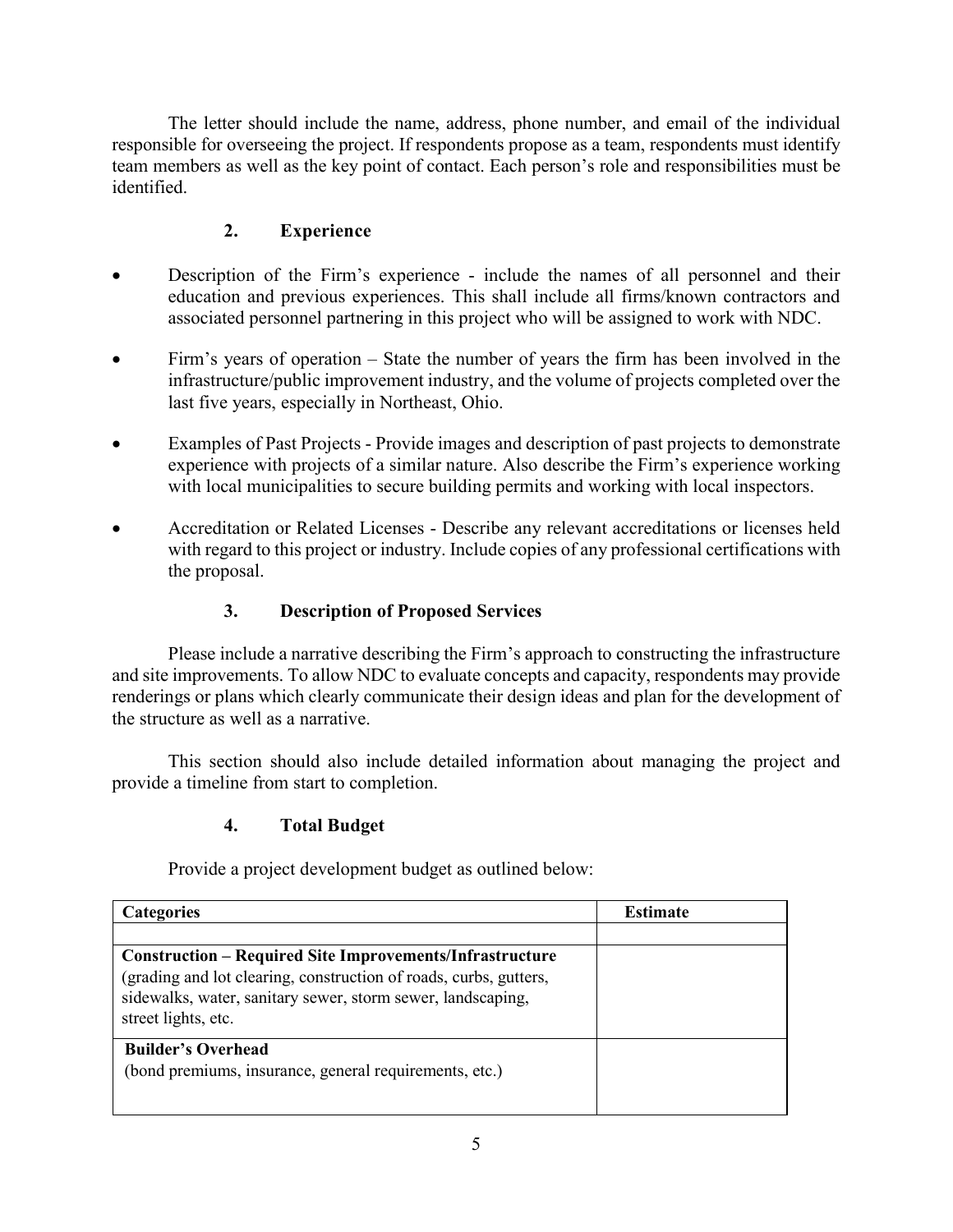The letter should include the name, address, phone number, and email of the individual responsible for overseeing the project. If respondents propose as a team, respondents must identify team members as well as the key point of contact. Each person's role and responsibilities must be identified.

### 2. Experience

- Description of the Firm's experience - include the names of all personnel and their education and previous experiences. This shall include all firms/known contractors and associated personnel partnering in this project who will be assigned to work with NDC.
- Firm's years of operation – State the number of years the firm has been involved in the infrastructure/public improvement industry, and the volume of projects completed over the last five years, especially in Northeast, Ohio.
- Examples of Past Projects - Provide images and description of past projects to demonstrate experience with projects of a similar nature. Also describe the Firm's experience working with local municipalities to secure building permits and working with local inspectors.
- Accreditation or Related Licenses - Describe any relevant accreditations or licenses held with regard to this project or industry. Include copies of any professional certifications with the proposal.

### 3. Description of Proposed Services

Please include a narrative describing the Firm's approach to constructing the infrastructure and site improvements. To allow NDC to evaluate concepts and capacity, respondents may provide renderings or plans which clearly communicate their design ideas and plan for the development of the structure as well as a narrative.

This section should also include detailed information about managing the project and provide a timeline from start to completion.

### 4. Total Budget

Provide a project development budget as outlined below:

| Categories | Estimate |
|---|---|
| | |
| **Construction – Required Site Improvements/Infrastructure** (grading and lot clearing, construction of roads, curbs, gutters, sidewalks, water, sanitary sewer, storm sewer, landscaping, street lights, etc. | |
| **Builder's Overhead** (bond premiums, insurance, general requirements, etc.) | |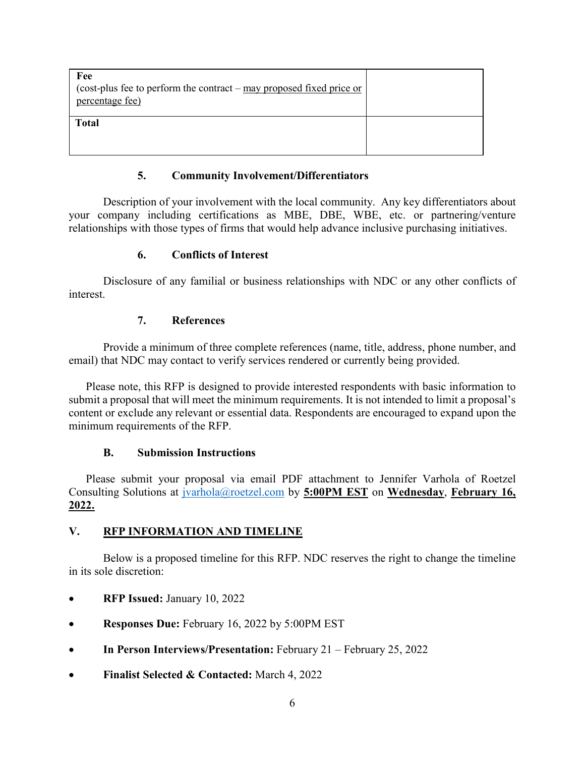| **Fee**<br>(cost-plus fee to perform the contract – <u>may proposed fixed price or percentage fee)</u> | |
|---|---|
| **Total** | |

### 5. Community Involvement/Differentiators

Description of your involvement with the local community. Any key differentiators about your company including certifications as MBE, DBE, WBE, etc. or partnering/venture relationships with those types of firms that would help advance inclusive purchasing initiatives.

### 6. Conflicts of Interest

Disclosure of any familial or business relationships with NDC or any other conflicts of interest.

### 7. References

Provide a minimum of three complete references (name, title, address, phone number, and email) that NDC may contact to verify services rendered or currently being provided.

Please note, this RFP is designed to provide interested respondents with basic information to submit a proposal that will meet the minimum requirements. It is not intended to limit a proposal's content or exclude any relevant or essential data. Respondents are encouraged to expand upon the minimum requirements of the RFP.

### B. Submission Instructions

Please submit your proposal via email PDF attachment to Jennifer Varhola of Roetzel Consulting Solutions at jvarhola@roetzel.com by **<u>5:00PM EST</u>** on **<u>Wednesday</u>**, **<u>February 16, 2022.</u>**

## V. <u>RFP INFORMATION AND TIMELINE</u>

Below is a proposed timeline for this RFP. NDC reserves the right to change the timeline in its sole discretion:

- **RFP Issued:** January 10, 2022
- **Responses Due:** February 16, 2022 by 5:00PM EST
- **In Person Interviews/Presentation:** February 21 – February 25, 2022
- **Finalist Selected & Contacted:** March 4, 2022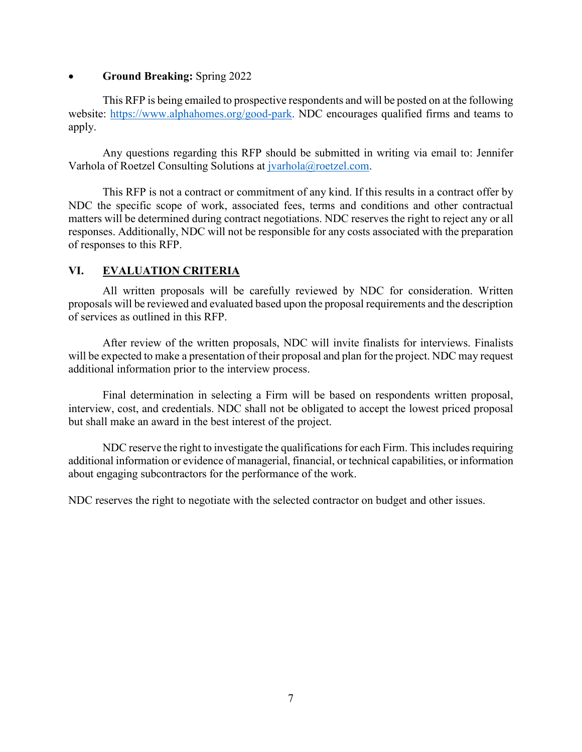- **Ground Breaking:** Spring 2022

This RFP is being emailed to prospective respondents and will be posted on at the following website: [https://www.alphahomes.org/good-park](https://www.alphahomes.org/good-park). NDC encourages qualified firms and teams to apply.

Any questions regarding this RFP should be submitted in writing via email to: Jennifer Varhola of Roetzel Consulting Solutions at [jvarhola@roetzel.com](mailto:jvarhola@roetzel.com).

This RFP is not a contract or commitment of any kind. If this results in a contract offer by NDC the specific scope of work, associated fees, terms and conditions and other contractual matters will be determined during contract negotiations. NDC reserves the right to reject any or all responses. Additionally, NDC will not be responsible for any costs associated with the preparation of responses to this RFP.

## VI. EVALUATION CRITERIA

All written proposals will be carefully reviewed by NDC for consideration. Written proposals will be reviewed and evaluated based upon the proposal requirements and the description of services as outlined in this RFP.

After review of the written proposals, NDC will invite finalists for interviews. Finalists will be expected to make a presentation of their proposal and plan for the project. NDC may request additional information prior to the interview process.

Final determination in selecting a Firm will be based on respondents written proposal, interview, cost, and credentials. NDC shall not be obligated to accept the lowest priced proposal but shall make an award in the best interest of the project.

NDC reserve the right to investigate the qualifications for each Firm. This includes requiring additional information or evidence of managerial, financial, or technical capabilities, or information about engaging subcontractors for the performance of the work.

NDC reserves the right to negotiate with the selected contractor on budget and other issues.